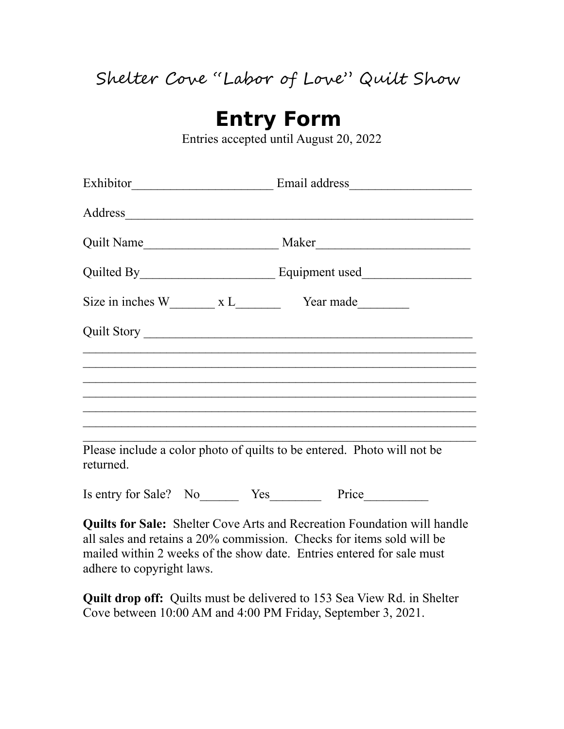# Shelter Cove "Labor of Love" Quilt Show

## Entry Form

Entries accepted until August 20, 2022

Exhibitor______________________ Email address___________________

Address_______________________________________________________

Quilt Name_____________________ Maker________________________

Quilted By_____________________ Equipment used_________________

Size in inches W_______ x L_______ Year made________

Quilt Story ____________________________________________________
_______________________________________________________________
_______________________________________________________________
_______________________________________________________________
_______________________________________________________________
_______________________________________________________________
_______________________________________________________________
_______________________________________________________________

Please include a color photo of quilts to be entered. Photo will not be returned.

Is entry for Sale? No______ Yes________ Price__________

**Quilts for Sale:** Shelter Cove Arts and Recreation Foundation will handle all sales and retains a 20% commission. Checks for items sold will be mailed within 2 weeks of the show date. Entries entered for sale must adhere to copyright laws.

**Quilt drop off:** Quilts must be delivered to 153 Sea View Rd. in Shelter Cove between 10:00 AM and 4:00 PM Friday, September 3, 2021.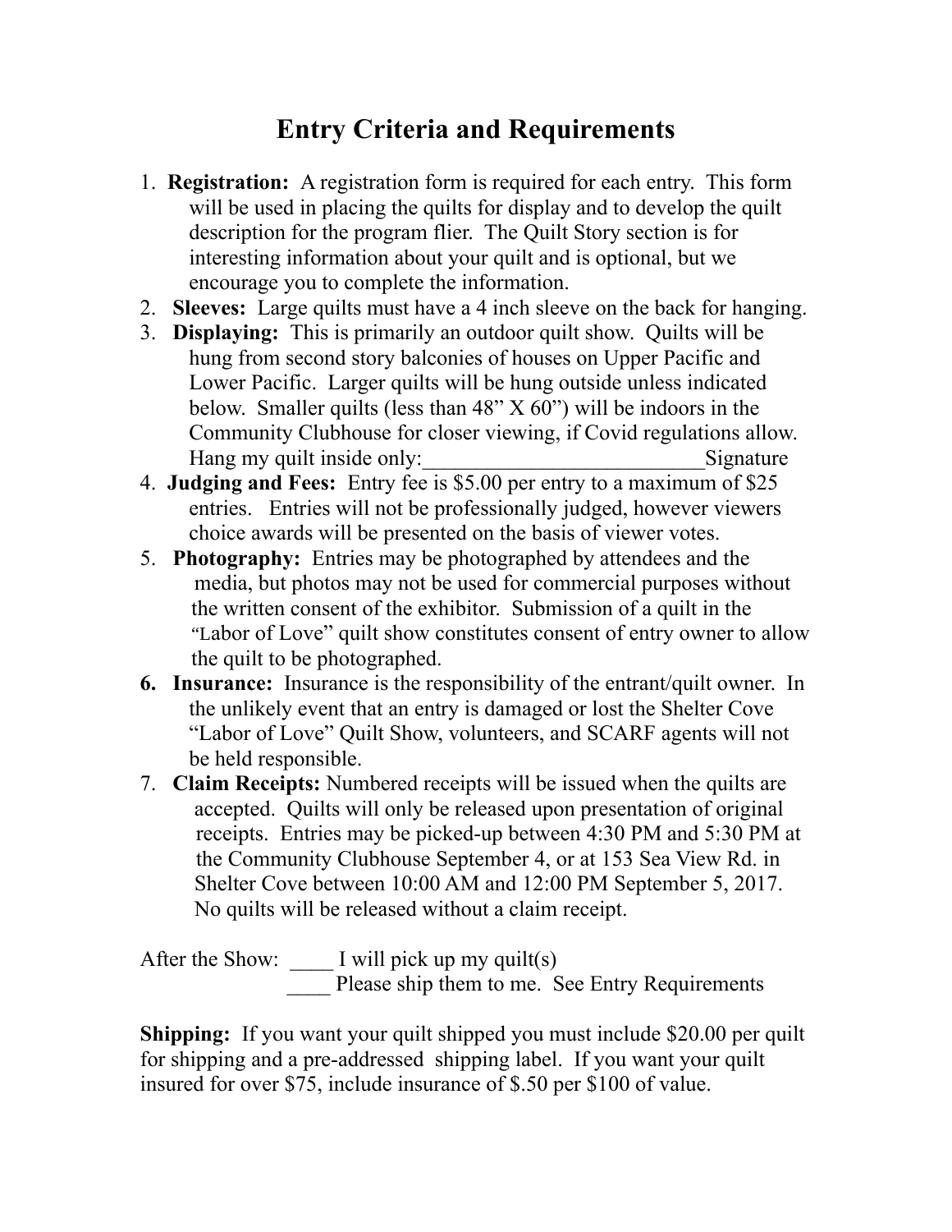# Entry Criteria and Requirements

1. **Registration:** A registration form is required for each entry. This form will be used in placing the quilts for display and to develop the quilt description for the program flier. The Quilt Story section is for interesting information about your quilt and is optional, but we encourage you to complete the information.
2. **Sleeves:** Large quilts must have a 4 inch sleeve on the back for hanging.
3. **Displaying:** This is primarily an outdoor quilt show. Quilts will be hung from second story balconies of houses on Upper Pacific and Lower Pacific. Larger quilts will be hung outside unless indicated below. Smaller quilts (less than 48" X 60") will be indoors in the Community Clubhouse for closer viewing, if Covid regulations allow. Hang my quilt inside only:__________________________Signature
4. **Judging and Fees:** Entry fee is $5.00 per entry to a maximum of $25 entries. Entries will not be professionally judged, however viewers choice awards will be presented on the basis of viewer votes.
5. **Photography:** Entries may be photographed by attendees and the media, but photos may not be used for commercial purposes without the written consent of the exhibitor. Submission of a quilt in the "Labor of Love" quilt show constitutes consent of entry owner to allow the quilt to be photographed.
6. **Insurance:** Insurance is the responsibility of the entrant/quilt owner. In the unlikely event that an entry is damaged or lost the Shelter Cove "Labor of Love" Quilt Show, volunteers, and SCARF agents will not be held responsible.
7. **Claim Receipts:** Numbered receipts will be issued when the quilts are accepted. Quilts will only be released upon presentation of original receipts. Entries may be picked-up between 4:30 PM and 5:30 PM at the Community Clubhouse September 4, or at 153 Sea View Rd. in Shelter Cove between 10:00 AM and 12:00 PM September 5, 2017. No quilts will be released without a claim receipt.

After the Show: ____ I will pick up my quilt(s)
____ Please ship them to me. See Entry Requirements

**Shipping:** If you want your quilt shipped you must include $20.00 per quilt for shipping and a pre-addressed shipping label. If you want your quilt insured for over $75, include insurance of $.50 per $100 of value.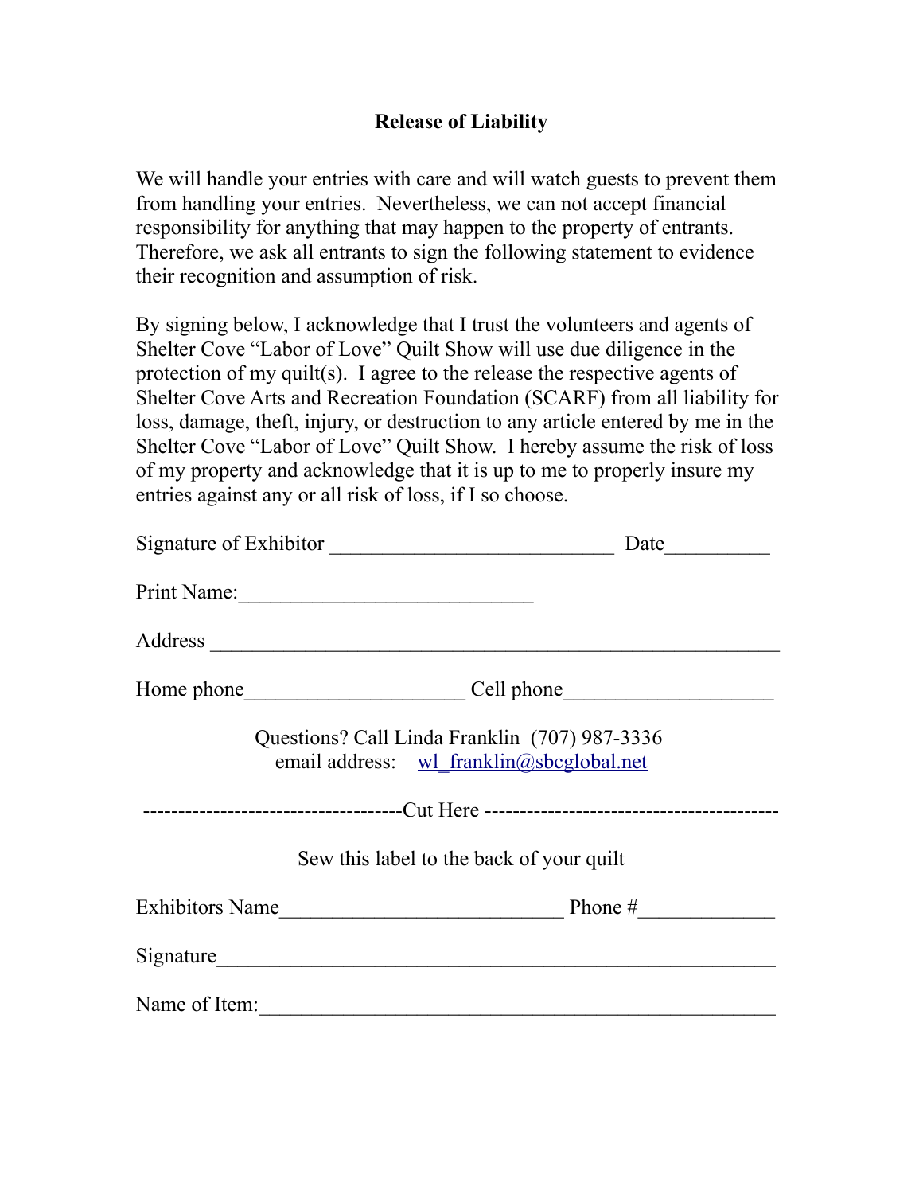# Release of Liability

We will handle your entries with care and will watch guests to prevent them from handling your entries. Nevertheless, we can not accept financial responsibility for anything that may happen to the property of entrants. Therefore, we ask all entrants to sign the following statement to evidence their recognition and assumption of risk.

By signing below, I acknowledge that I trust the volunteers and agents of Shelter Cove "Labor of Love" Quilt Show will use due diligence in the protection of my quilt(s). I agree to the release the respective agents of Shelter Cove Arts and Recreation Foundation (SCARF) from all liability for loss, damage, theft, injury, or destruction to any article entered by me in the Shelter Cove "Labor of Love" Quilt Show. I hereby assume the risk of loss of my property and acknowledge that it is up to me to properly insure my entries against any or all risk of loss, if I so choose.

Signature of Exhibitor ___________________________ Date__________

Print Name:____________________________

Address _______________________________________________________

Home phone_____________________ Cell phone____________________

Questions? Call Linda Franklin (707) 987-3336
email address: wl_franklin@sbcglobal.net

------------------------------------Cut Here -----------------------------------------

Sew this label to the back of your quilt

Exhibitors Name___________________________ Phone #_____________

Signature______________________________________________________

Name of Item:__________________________________________________